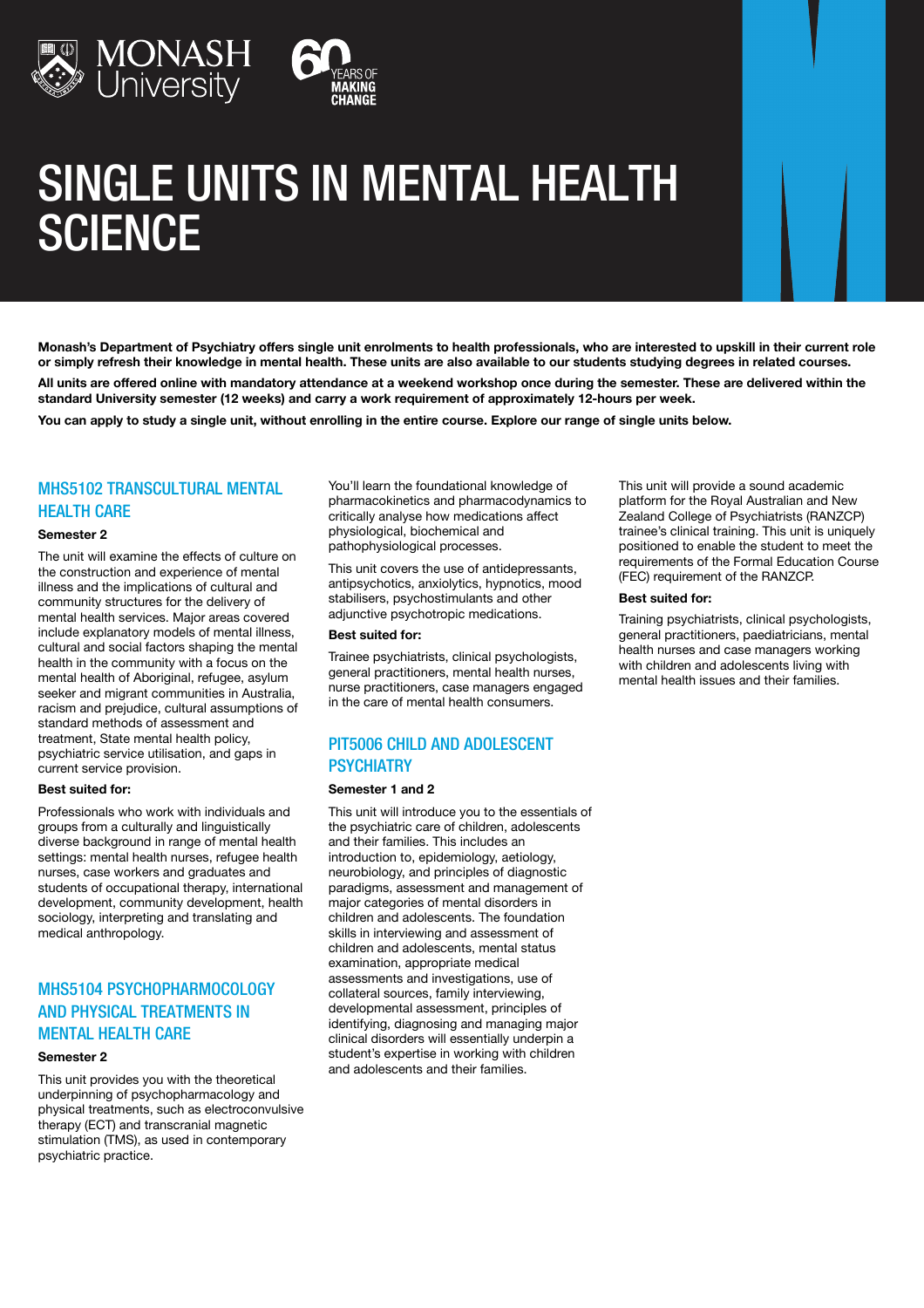# SINGLE UNITS IN MENTAL HEALTH SCIENCE

**Monash's Department of Psychiatry offers single unit enrolments to health professionals, who are interested to upskill in their current role or simply refresh their knowledge in mental health. These units are also available to our students studying degrees in related courses.**

**All units are offered online with mandatory attendance at a weekend workshop once during the semester. These are delivered within the standard University semester (12 weeks) and carry a work requirement of approximately 12-hours per week.**

**You can apply to study a single unit, without enrolling in the entire course. Explore our range of single units below.**

## MHS5102 TRANSCULTURAL MENTAL HEALTH CARE

**Semester 2**

The unit will examine the effects of culture on the construction and experience of mental illness and the implications of cultural and community structures for the delivery of mental health services. Major areas covered include explanatory models of mental illness, cultural and social factors shaping the mental health in the community with a focus on the mental health of Aboriginal, refugee, asylum seeker and migrant communities in Australia, racism and prejudice, cultural assumptions of standard methods of assessment and treatment, State mental health policy, psychiatric service utilisation, and gaps in current service provision.

**Best suited for:**

Professionals who work with individuals and groups from a culturally and linguistically diverse background in range of mental health settings: mental health nurses, refugee health nurses, case workers and graduates and students of occupational therapy, international development, community development, health sociology, interpreting and translating and medical anthropology.

## MHS5104 PSYCHOPHARMOCOLOGY AND PHYSICAL TREATMENTS IN MENTAL HEALTH CARE

**Semester 2**

This unit provides you with the theoretical underpinning of psychopharmacology and physical treatments, such as electroconvulsive therapy (ECT) and transcranial magnetic stimulation (TMS), as used in contemporary psychiatric practice.

You'll learn the foundational knowledge of pharmacokinetics and pharmacodynamics to critically analyse how medications affect physiological, biochemical and pathophysiological processes.

This unit covers the use of antidepressants, antipsychotics, anxiolytics, hypnotics, mood stabilisers, psychostimulants and other adjunctive psychotropic medications.

**Best suited for:**

Trainee psychiatrists, clinical psychologists, general practitioners, mental health nurses, nurse practitioners, case managers engaged in the care of mental health consumers.

## PIT5006 CHILD AND ADOLESCENT PSYCHIATRY

**Semester 1 and 2**

This unit will introduce you to the essentials of the psychiatric care of children, adolescents and their families. This includes an introduction to, epidemiology, aetiology, neurobiology, and principles of diagnostic paradigms, assessment and management of major categories of mental disorders in children and adolescents. The foundation skills in interviewing and assessment of children and adolescents, mental status examination, appropriate medical assessments and investigations, use of collateral sources, family interviewing, developmental assessment, principles of identifying, diagnosing and managing major clinical disorders will essentially underpin a student's expertise in working with children and adolescents and their families.

This unit will provide a sound academic platform for the Royal Australian and New Zealand College of Psychiatrists (RANZCP) trainee's clinical training. This unit is uniquely positioned to enable the student to meet the requirements of the Formal Education Course (FEC) requirement of the RANZCP.

**Best suited for:**

Training psychiatrists, clinical psychologists, general practitioners, paediatricians, mental health nurses and case managers working with children and adolescents living with mental health issues and their families.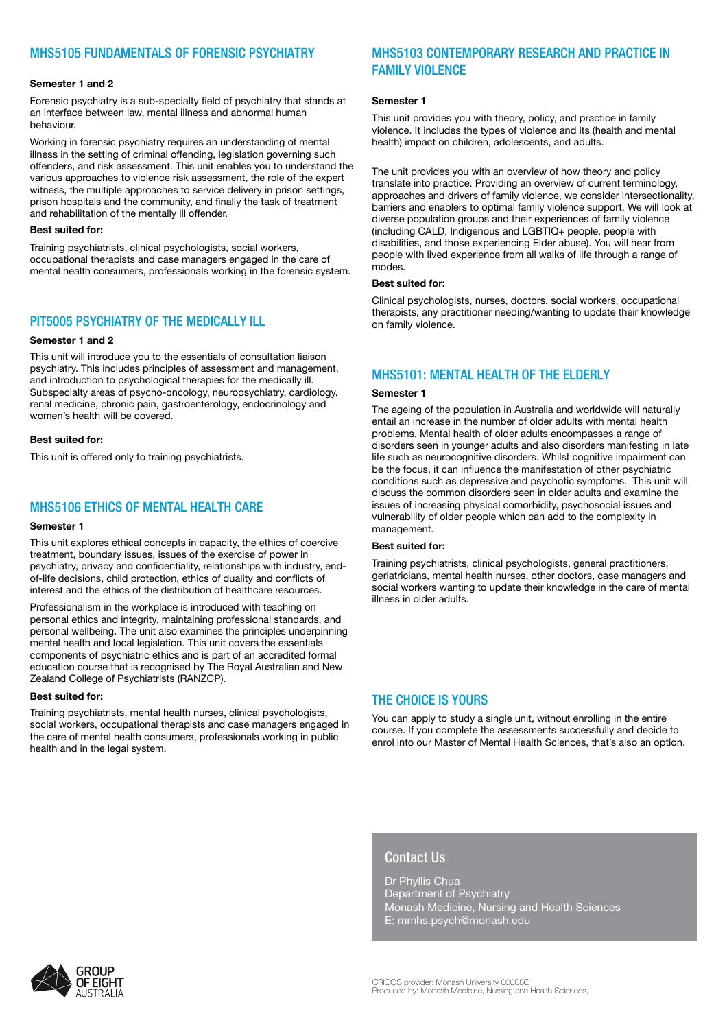## MHS5105 FUNDAMENTALS OF FORENSIC PSYCHIATRY

**Semester 1 and 2**

Forensic psychiatry is a sub-specialty field of psychiatry that stands at an interface between law, mental illness and abnormal human behaviour.

Working in forensic psychiatry requires an understanding of mental illness in the setting of criminal offending, legislation governing such offenders, and risk assessment. This unit enables you to understand the various approaches to violence risk assessment, the role of the expert witness, the multiple approaches to service delivery in prison settings, prison hospitals and the community, and finally the task of treatment and rehabilitation of the mentally ill offender.

**Best suited for:**

Training psychiatrists, clinical psychologists, social workers, occupational therapists and case managers engaged in the care of mental health consumers, professionals working in the forensic system.

## PIT5005 PSYCHIATRY OF THE MEDICALLY ILL

**Semester 1 and 2**

This unit will introduce you to the essentials of consultation liaison psychiatry. This includes principles of assessment and management, and introduction to psychological therapies for the medically ill. Subspecialty areas of psycho-oncology, neuropsychiatry, cardiology, renal medicine, chronic pain, gastroenterology, endocrinology and women's health will be covered.

**Best suited for:**

This unit is offered only to training psychiatrists.

## MHS5106 ETHICS OF MENTAL HEALTH CARE

**Semester 1**

This unit explores ethical concepts in capacity, the ethics of coercive treatment, boundary issues, issues of the exercise of power in psychiatry, privacy and confidentiality, relationships with industry, end-of-life decisions, child protection, ethics of duality and conflicts of interest and the ethics of the distribution of healthcare resources.

Professionalism in the workplace is introduced with teaching on personal ethics and integrity, maintaining professional standards, and personal wellbeing. The unit also examines the principles underpinning mental health and local legislation. This unit covers the essentials components of psychiatric ethics and is part of an accredited formal education course that is recognised by The Royal Australian and New Zealand College of Psychiatrists (RANZCP).

**Best suited for:**

Training psychiatrists, mental health nurses, clinical psychologists, social workers, occupational therapists and case managers engaged in the care of mental health consumers, professionals working in public health and in the legal system.

## MHS5103 CONTEMPORARY RESEARCH AND PRACTICE IN FAMILY VIOLENCE

**Semester 1**

This unit provides you with theory, policy, and practice in family violence. It includes the types of violence and its (health and mental health) impact on children, adolescents, and adults.

The unit provides you with an overview of how theory and policy translate into practice. Providing an overview of current terminology, approaches and drivers of family violence, we consider intersectionality, barriers and enablers to optimal family violence support. We will look at diverse population groups and their experiences of family violence (including CALD, Indigenous and LGBTIQ+ people, people with disabilities, and those experiencing Elder abuse). You will hear from people with lived experience from all walks of life through a range of modes.

**Best suited for:**

Clinical psychologists, nurses, doctors, social workers, occupational therapists, any practitioner needing/wanting to update their knowledge on family violence.

## MHS5101: MENTAL HEALTH OF THE ELDERLY

**Semester 1**

The ageing of the population in Australia and worldwide will naturally entail an increase in the number of older adults with mental health problems. Mental health of older adults encompasses a range of disorders seen in younger adults and also disorders manifesting in late life such as neurocognitive disorders. Whilst cognitive impairment can be the focus, it can influence the manifestation of other psychiatric conditions such as depressive and psychotic symptoms. This unit will discuss the common disorders seen in older adults and examine the issues of increasing physical comorbidity, psychosocial issues and vulnerability of older people which can add to the complexity in management.

**Best suited for:**

Training psychiatrists, clinical psychologists, general practitioners, geriatricians, mental health nurses, other doctors, case managers and social workers wanting to update their knowledge in the care of mental illness in older adults.

## THE CHOICE IS YOURS

You can apply to study a single unit, without enrolling in the entire course. If you complete the assessments successfully and decide to enrol into our Master of Mental Health Sciences, that's also an option.

## Contact Us

Dr Phyllis Chua
Department of Psychiatry
Monash Medicine, Nursing and Health Sciences
E: mmhs.psych@monash.edu

GROUP OF EIGHT AUSTRALIA

CRICOS provider: Monash University 00008C
Produced by: Monash Medicine, Nursing and Health Sciences,